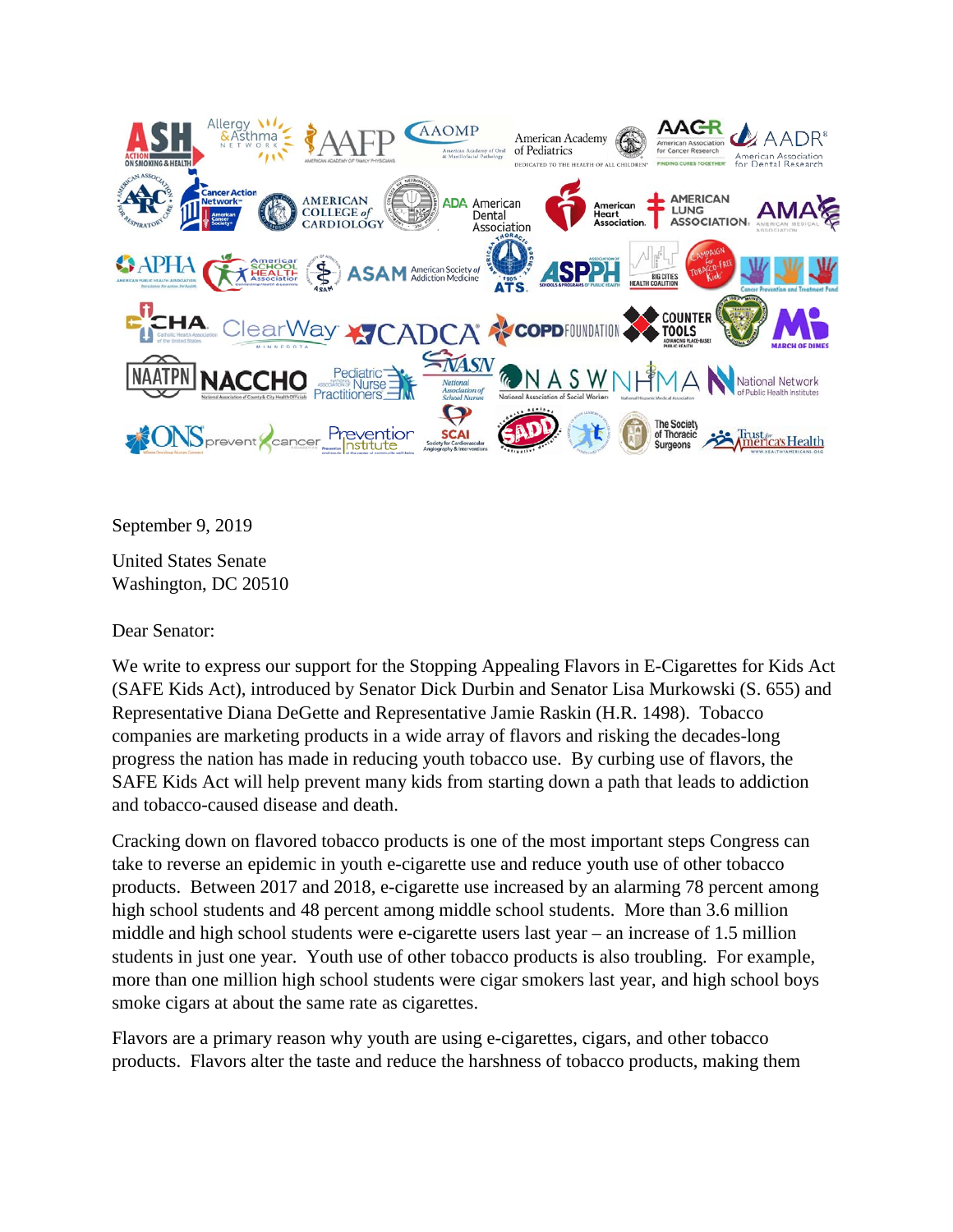September 9, 2019

United States Senate
Washington, DC 20510

Dear Senator:

We write to express our support for the Stopping Appealing Flavors in E-Cigarettes for Kids Act (SAFE Kids Act), introduced by Senator Dick Durbin and Senator Lisa Murkowski (S. 655) and Representative Diana DeGette and Representative Jamie Raskin (H.R. 1498). Tobacco companies are marketing products in a wide array of flavors and risking the decades-long progress the nation has made in reducing youth tobacco use. By curbing use of flavors, the SAFE Kids Act will help prevent many kids from starting down a path that leads to addiction and tobacco-caused disease and death.

Cracking down on flavored tobacco products is one of the most important steps Congress can take to reverse an epidemic in youth e-cigarette use and reduce youth use of other tobacco products. Between 2017 and 2018, e-cigarette use increased by an alarming 78 percent among high school students and 48 percent among middle school students. More than 3.6 million middle and high school students were e-cigarette users last year – an increase of 1.5 million students in just one year. Youth use of other tobacco products is also troubling. For example, more than one million high school students were cigar smokers last year, and high school boys smoke cigars at about the same rate as cigarettes.

Flavors are a primary reason why youth are using e-cigarettes, cigars, and other tobacco products. Flavors alter the taste and reduce the harshness of tobacco products, making them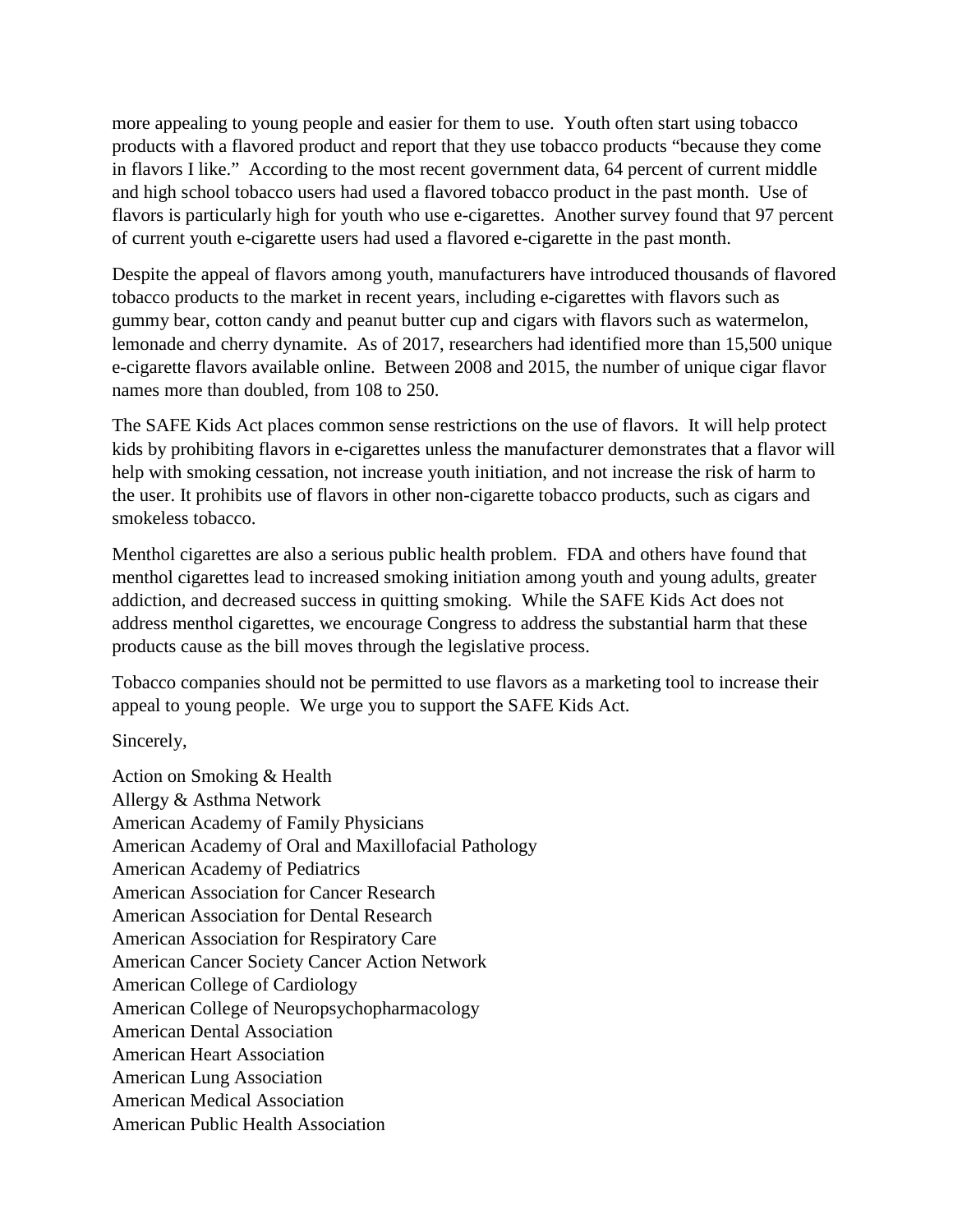more appealing to young people and easier for them to use. Youth often start using tobacco products with a flavored product and report that they use tobacco products "because they come in flavors I like." According to the most recent government data, 64 percent of current middle and high school tobacco users had used a flavored tobacco product in the past month. Use of flavors is particularly high for youth who use e-cigarettes. Another survey found that 97 percent of current youth e-cigarette users had used a flavored e-cigarette in the past month.

Despite the appeal of flavors among youth, manufacturers have introduced thousands of flavored tobacco products to the market in recent years, including e-cigarettes with flavors such as gummy bear, cotton candy and peanut butter cup and cigars with flavors such as watermelon, lemonade and cherry dynamite. As of 2017, researchers had identified more than 15,500 unique e-cigarette flavors available online. Between 2008 and 2015, the number of unique cigar flavor names more than doubled, from 108 to 250.

The SAFE Kids Act places common sense restrictions on the use of flavors. It will help protect kids by prohibiting flavors in e-cigarettes unless the manufacturer demonstrates that a flavor will help with smoking cessation, not increase youth initiation, and not increase the risk of harm to the user. It prohibits use of flavors in other non-cigarette tobacco products, such as cigars and smokeless tobacco.

Menthol cigarettes are also a serious public health problem. FDA and others have found that menthol cigarettes lead to increased smoking initiation among youth and young adults, greater addiction, and decreased success in quitting smoking. While the SAFE Kids Act does not address menthol cigarettes, we encourage Congress to address the substantial harm that these products cause as the bill moves through the legislative process.

Tobacco companies should not be permitted to use flavors as a marketing tool to increase their appeal to young people. We urge you to support the SAFE Kids Act.

Sincerely,

Action on Smoking & Health
Allergy & Asthma Network
American Academy of Family Physicians
American Academy of Oral and Maxillofacial Pathology
American Academy of Pediatrics
American Association for Cancer Research
American Association for Dental Research
American Association for Respiratory Care
American Cancer Society Cancer Action Network
American College of Cardiology
American College of Neuropsychopharmacology
American Dental Association
American Heart Association
American Lung Association
American Medical Association
American Public Health Association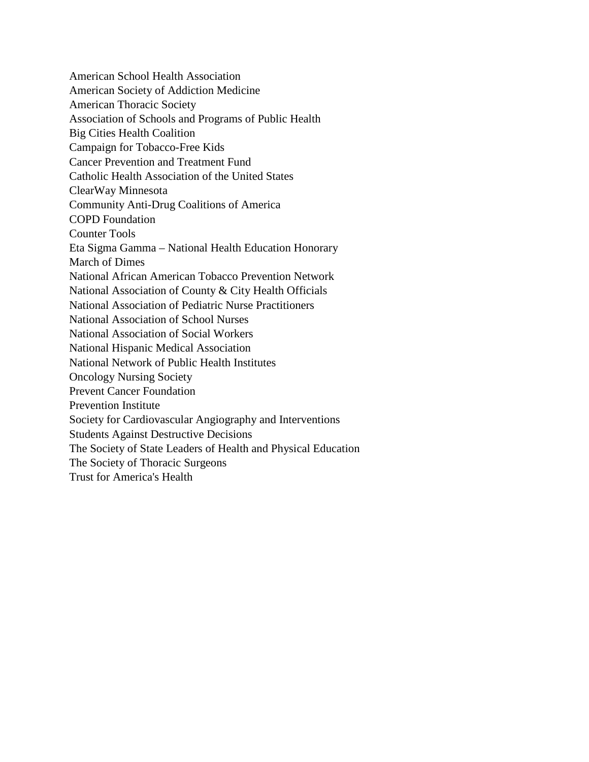American School Health Association
American Society of Addiction Medicine
American Thoracic Society
Association of Schools and Programs of Public Health
Big Cities Health Coalition
Campaign for Tobacco-Free Kids
Cancer Prevention and Treatment Fund
Catholic Health Association of the United States
ClearWay Minnesota
Community Anti-Drug Coalitions of America
COPD Foundation
Counter Tools
Eta Sigma Gamma – National Health Education Honorary
March of Dimes
National African American Tobacco Prevention Network
National Association of County & City Health Officials
National Association of Pediatric Nurse Practitioners
National Association of School Nurses
National Association of Social Workers
National Hispanic Medical Association
National Network of Public Health Institutes
Oncology Nursing Society
Prevent Cancer Foundation
Prevention Institute
Society for Cardiovascular Angiography and Interventions
Students Against Destructive Decisions
The Society of State Leaders of Health and Physical Education
The Society of Thoracic Surgeons
Trust for America's Health